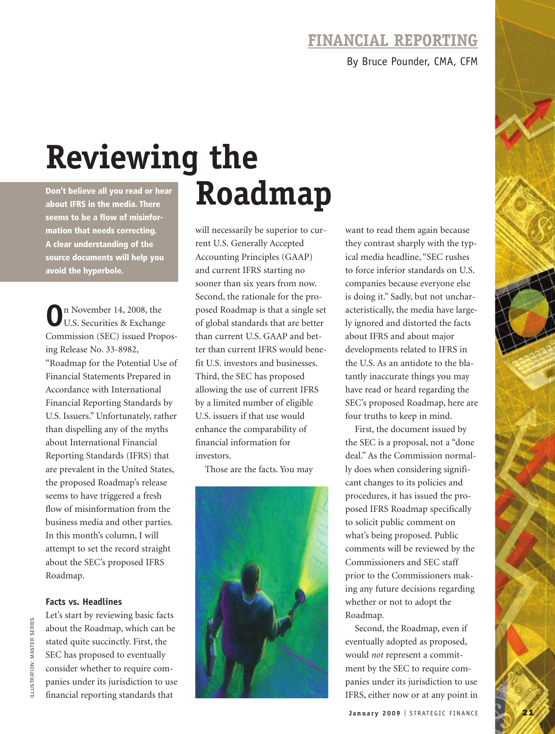FINANCIAL REPORTING

By Bruce Pounder, CMA, CFM

# Reviewing the Roadmap

**Don't believe all you read or hear about IFRS in the media. There seems to be a flow of misinformation that needs correcting. A clear understanding of the source documents will help you avoid the hyperbole.**

On November 14, 2008, the U.S. Securities & Exchange Commission (SEC) issued Proposing Release No. 33-8982, "Roadmap for the Potential Use of Financial Statements Prepared in Accordance with International Financial Reporting Standards by U.S. Issuers." Unfortunately, rather than dispelling any of the myths about International Financial Reporting Standards (IFRS) that are prevalent in the United States, the proposed Roadmap's release seems to have triggered a fresh flow of misinformation from the business media and other parties. In this month's column, I will attempt to set the record straight about the SEC's proposed IFRS Roadmap.

### Facts vs. Headlines

Let's start by reviewing basic facts about the Roadmap, which can be stated quite succinctly. First, the SEC has proposed to eventually consider whether to require companies under its jurisdiction to use financial reporting standards that will necessarily be superior to current U.S. Generally Accepted Accounting Principles (GAAP) and current IFRS starting no sooner than six years from now. Second, the rationale for the proposed Roadmap is that a single set of global standards that are better than current U.S. GAAP and better than current IFRS would benefit U.S. investors and businesses. Third, the SEC has proposed allowing the use of current IFRS by a limited number of eligible U.S. issuers if that use would enhance the comparability of financial information for investors.

Those are the facts. You may want to read them again because they contrast sharply with the typical media headline, "SEC rushes to force inferior standards on U.S. companies because everyone else is doing it." Sadly, but not uncharacteristically, the media have largely ignored and distorted the facts about IFRS and about major developments related to IFRS in the U.S. As an antidote to the blatantly inaccurate things you may have read or heard regarding the SEC's proposed Roadmap, here are four truths to keep in mind.

First, the document issued by the SEC is a proposal, not a "done deal." As the Commission normally does when considering significant changes to its policies and procedures, it has issued the proposed IFRS Roadmap specifically to solicit public comment on what's being proposed. Public comments will be reviewed by the Commissioners and SEC staff prior to the Commissioners making any future decisions regarding whether or not to adopt the Roadmap.

Second, the Roadmap, even if eventually adopted as proposed, would *not* represent a commitment by the SEC to require companies under its jurisdiction to use IFRS, either now or at any point in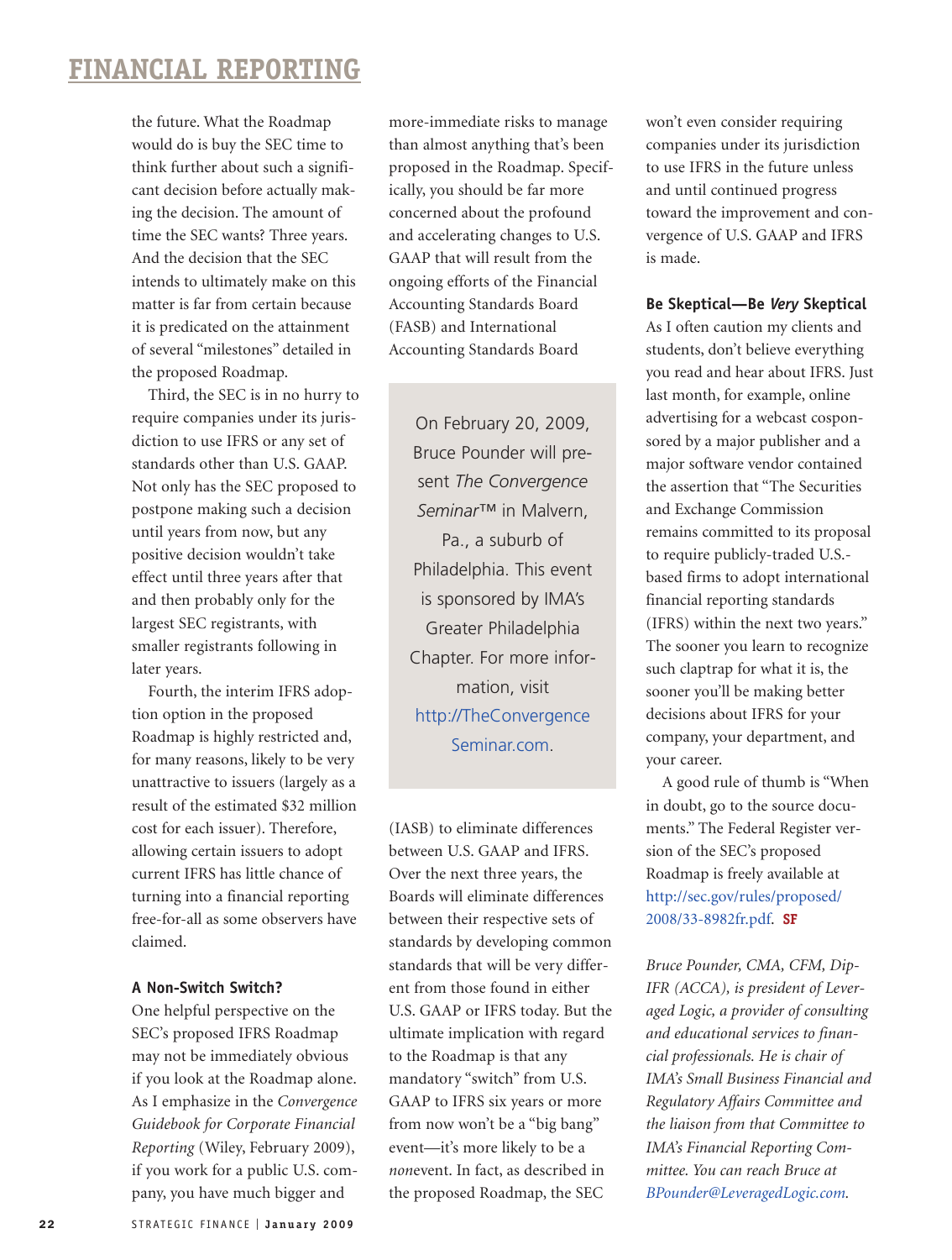the future. What the Roadmap would do is buy the SEC time to think further about such a significant decision before actually making the decision. The amount of time the SEC wants? Three years. And the decision that the SEC intends to ultimately make on this matter is far from certain because it is predicated on the attainment of several "milestones" detailed in the proposed Roadmap.

Third, the SEC is in no hurry to require companies under its jurisdiction to use IFRS or any set of standards other than U.S. GAAP. Not only has the SEC proposed to postpone making such a decision until years from now, but any positive decision wouldn't take effect until three years after that and then probably only for the largest SEC registrants, with smaller registrants following in later years.

Fourth, the interim IFRS adoption option in the proposed Roadmap is highly restricted and, for many reasons, likely to be very unattractive to issuers (largely as a result of the estimated $32 million cost for each issuer). Therefore, allowing certain issuers to adopt current IFRS has little chance of turning into a financial reporting free-for-all as some observers have claimed.

### A Non-Switch Switch?

One helpful perspective on the SEC's proposed IFRS Roadmap may not be immediately obvious if you look at the Roadmap alone. As I emphasize in the *Convergence Guidebook for Corporate Financial Reporting* (Wiley, February 2009), if you work for a public U.S. company, you have much bigger and more-immediate risks to manage than almost anything that's been proposed in the Roadmap. Specifically, you should be far more concerned about the profound and accelerating changes to U.S. GAAP that will result from the ongoing efforts of the Financial Accounting Standards Board (FASB) and International Accounting Standards Board (IASB) to eliminate differences between U.S. GAAP and IFRS. Over the next three years, the Boards will eliminate differences between their respective sets of standards by developing common standards that will be very different from those found in either U.S. GAAP or IFRS today. But the ultimate implication with regard to the Roadmap is that any mandatory "switch" from U.S. GAAP to IFRS six years or more from now won't be a "big bang" event—it's more likely to be a *non*event. In fact, as described in the proposed Roadmap, the SEC won't even consider requiring companies under its jurisdiction to use IFRS in the future unless and until continued progress toward the improvement and convergence of U.S. GAAP and IFRS is made.

On February 20, 2009, Bruce Pounder will present *The Convergence Seminar*™ in Malvern, Pa., a suburb of Philadelphia. This event is sponsored by IMA's Greater Philadelphia Chapter. For more information, visit http://TheConvergenceSeminar.com.

### Be Skeptical—Be *Very* Skeptical

As I often caution my clients and students, don't believe everything you read and hear about IFRS. Just last month, for example, online advertising for a webcast cosponsored by a major publisher and a major software vendor contained the assertion that "The Securities and Exchange Commission remains committed to its proposal to require publicly-traded U.S.-based firms to adopt international financial reporting standards (IFRS) within the next two years." The sooner you learn to recognize such claptrap for what it is, the sooner you'll be making better decisions about IFRS for your company, your department, and your career.

A good rule of thumb is "When in doubt, go to the source documents." The Federal Register version of the SEC's proposed Roadmap is freely available at http://sec.gov/rules/proposed/2008/33-8982fr.pdf. **SF**

*Bruce Pounder, CMA, CFM, DipIFR (ACCA), is president of Leveraged Logic, a provider of consulting and educational services to financial professionals. He is chair of IMA's Small Business Financial and Regulatory Affairs Committee and the liaison from that Committee to IMA's Financial Reporting Committee. You can reach Bruce at BPounder@LeveragedLogic.com.*